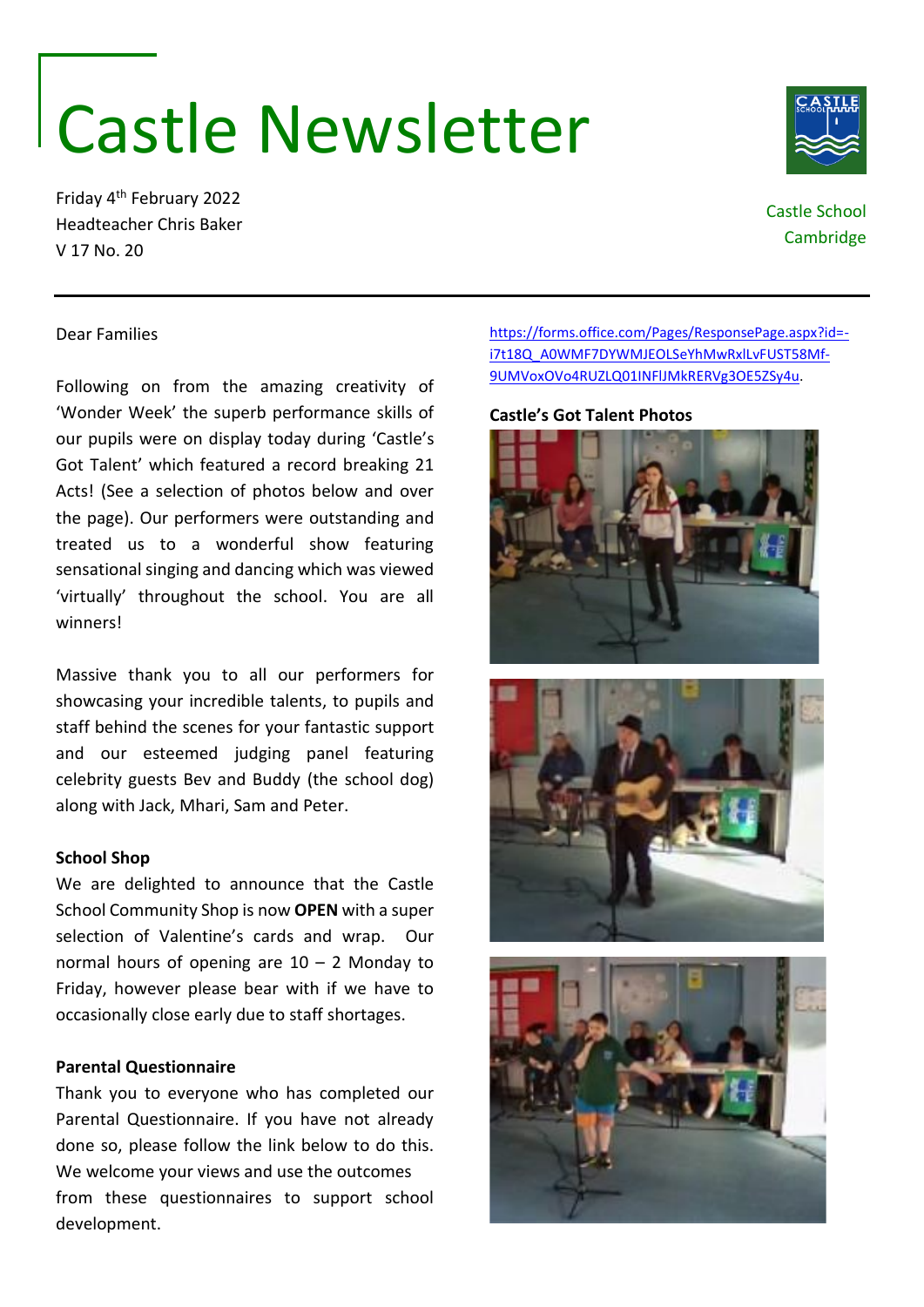# Castle Newsletter

Friday 4th February 2022
Headteacher Chris Baker
V 17 No. 20

Castle School
Cambridge

Dear Families

Following on from the amazing creativity of 'Wonder Week' the superb performance skills of our pupils were on display today during 'Castle's Got Talent' which featured a record breaking 21 Acts! (See a selection of photos below and over the page). Our performers were outstanding and treated us to a wonderful show featuring sensational singing and dancing which was viewed 'virtually' throughout the school. You are all winners!

Massive thank you to all our performers for showcasing your incredible talents, to pupils and staff behind the scenes for your fantastic support and our esteemed judging panel featuring celebrity guests Bev and Buddy (the school dog) along with Jack, Mhari, Sam and Peter.

### School Shop

We are delighted to announce that the Castle School Community Shop is now **OPEN** with a super selection of Valentine's cards and wrap. Our normal hours of opening are 10 – 2 Monday to Friday, however please bear with if we have to occasionally close early due to staff shortages.

### Parental Questionnaire

Thank you to everyone who has completed our Parental Questionnaire. If you have not already done so, please follow the link below to do this. We welcome your views and use the outcomes from these questionnaires to support school development.

https://forms.office.com/Pages/ResponsePage.aspx?id=-i7t18Q_A0WMF7DYWMJEOLSeYhMwRxlLvFUST58Mf-9UMVoxOVo4RUZLQ01INFlJMkRERVg3OE5ZSy4u.

### Castle's Got Talent Photos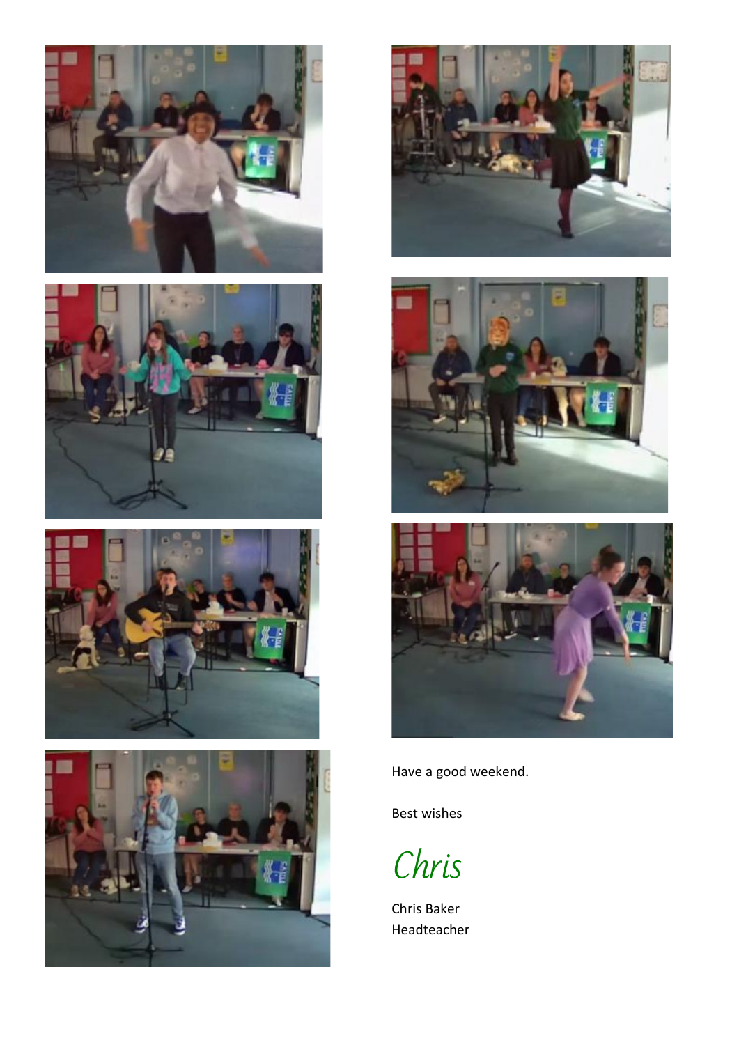Have a good weekend.

Best wishes

*Chris*

Chris Baker
Headteacher